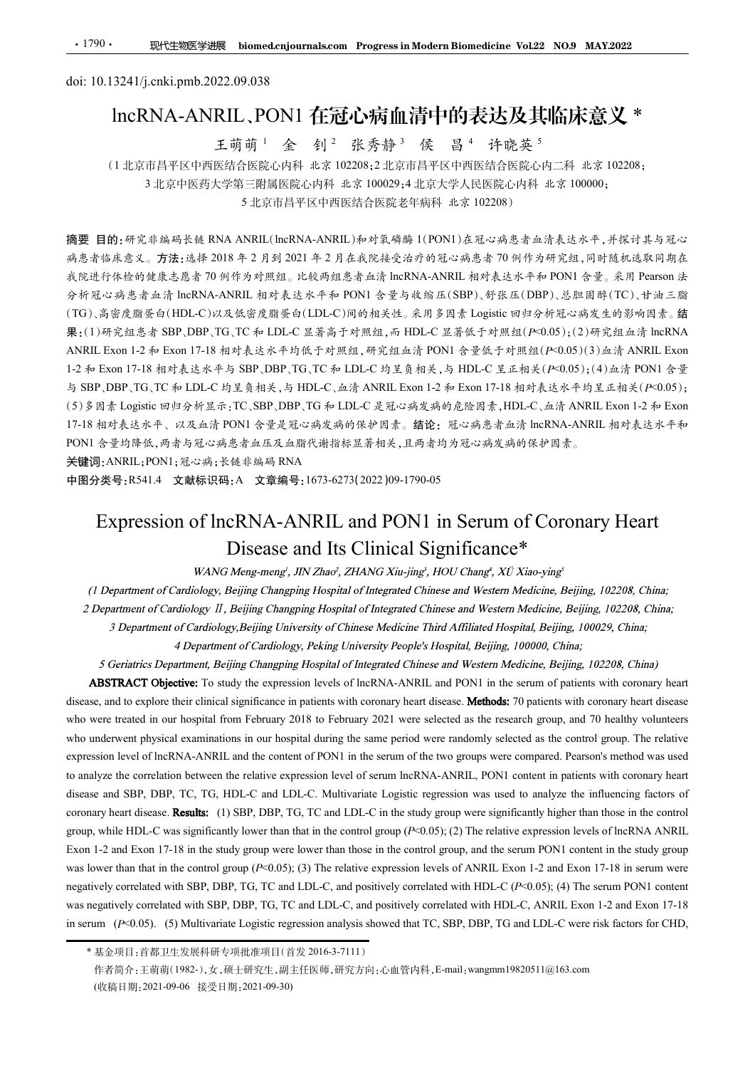doi: 10.13241/j.cnki.pmb.2022.09.038

# lncRNA-ANRIL、PON1 在冠心病血清中的表达及其临床意义 *

王萌萌 [1] 金 钊 [2] 张秀静 [3] 侯 昌 [4] 许晓英 [5]

（1 北京市昌平区中西医结合医院心内科 北京 102208；2 北京市昌平区中西医结合医院心内二科 北京 102208；3 北京中医药大学第三附属医院心内科 北京 100029；4 北京大学人民医院心内科 北京 100000；5 北京市昌平区中西医结合医院老年病科 北京 102208）

**摘要 目的：**研究非编码长链 RNA ANRIL(lncRNA-ANRIL)和对氧磷酶 1(PON1)在冠心病患者血清表达水平，并探讨其与冠心病患者临床意义。**方法：**选择 2018 年 2 月到 2021 年 2 月在我院接受治疗的冠心病患者 70 例作为研究组，同时随机选取同期在我院进行体检的健康志愿者 70 例作为对照组。比较两组患者血清 lncRNA-ANRIL 相对表达水平和 PON1 含量。采用 Pearson 法分析冠心病患者血清 lncRNA-ANRIL 相对表达水平和 PON1 含量与收缩压(SBP)、舒张压(DBP)、总胆固醇(TC)、甘油三脂(TG)、高密度脂蛋白(HDL-C)以及低密度脂蛋白(LDL-C)间的相关性。采用多因素 Logistic 回归分析冠心病发生的影响因素。**结果：**(1)研究组患者 SBP、DBP、TG、TC 和 LDL-C 显著高于对照组，而 HDL-C 显著低于对照组($P$<0.05)；(2)研究组血清 lncRNA ANRIL Exon 1-2 和 Exon 17-18 相对表达水平均低于对照组，研究组血清 PON1 含量低于对照组($P$<0.05)(3)血清 ANRIL Exon 1-2 和 Exon 17-18 相对表达水平与 SBP、DBP、TG、TC 和 LDL-C 均呈负相关，与 HDL-C 呈正相关($P$<0.05)；(4)血清 PON1 含量与 SBP、DBP、TG、TC 和 LDL-C 均呈负相关，与 HDL-C、血清 ANRIL Exon 1-2 和 Exon 17-18 相对表达水平均呈正相关($P$<0.05)；(5)多因素 Logistic 回归分析显示：TC、SBP、DBP、TG 和 LDL-C 是冠心病发病的危险因素，HDL-C、血清 ANRIL Exon 1-2 和 Exon 17-18 相对表达水平、以及血清 PON1 含量是冠心病发病的保护因素。**结论：**冠心病患者血清 lncRNA-ANRIL 相对表达水平和 PON1 含量均降低，两者与冠心病患者血压及血脂代谢指标显著相关，且两者均为冠心病发病的保护因素。

**关键词：**ANRIL；PON1；冠心病；长链非编码 RNA

**中图分类号：**R541.4 **文献标识码：**A **文章编号：**1673-6273(2022)09-1790-05

# Expression of lncRNA-ANRIL and PON1 in Serum of Coronary Heart Disease and Its Clinical Significance*

*WANG Meng-meng[1], JIN Zhao[2], ZHANG Xiu-jing[3], HOU Chang[4], XÜ Xiao-ying[5]*

*(1 Department of Cardiology, Beijing Changping Hospital of Integrated Chinese and Western Medicine, Beijing, 102208, China;*
*2 Department of Cardiology Ⅱ, Beijing Changping Hospital of Integrated Chinese and Western Medicine, Beijing, 102208, China;*
*3 Department of Cardiology,Beijing University of Chinese Medicine Third Affiliated Hospital, Beijing, 100029, China;*
*4 Department of Cardiology, Peking University People's Hospital, Beijing, 100000, China;*
*5 Geriatrics Department, Beijing Changping Hospital of Integrated Chinese and Western Medicine, Beijing, 102208, China)*

**ABSTRACT Objective:** To study the expression levels of lncRNA-ANRIL and PON1 in the serum of patients with coronary heart disease, and to explore their clinical significance in patients with coronary heart disease. **Methods:** 70 patients with coronary heart disease who were treated in our hospital from February 2018 to February 2021 were selected as the research group, and 70 healthy volunteers who underwent physical examinations in our hospital during the same period were randomly selected as the control group. The relative expression level of lncRNA-ANRIL and the content of PON1 in the serum of the two groups were compared. Pearson's method was used to analyze the correlation between the relative expression level of serum lncRNA-ANRIL, PON1 content in patients with coronary heart disease and SBP, DBP, TC, TG, HDL-C and LDL-C. Multivariate Logistic regression was used to analyze the influencing factors of coronary heart disease. **Results:** (1) SBP, DBP, TG, TC and LDL-C in the study group were significantly higher than those in the control group, while HDL-C was significantly lower than that in the control group ($P$<0.05); (2) The relative expression levels of lncRNA ANRIL Exon 1-2 and Exon 17-18 in the study group were lower than those in the control group, and the serum PON1 content in the study group was lower than that in the control group ($P$<0.05); (3) The relative expression levels of ANRIL Exon 1-2 and Exon 17-18 in serum were negatively correlated with SBP, DBP, TG, TC and LDL-C, and positively correlated with HDL-C ($P$<0.05); (4) The serum PON1 content was negatively correlated with SBP, DBP, TG, TC and LDL-C, and positively correlated with HDL-C, ANRIL Exon 1-2 and Exon 17-18 in serum ($P$<0.05). (5) Multivariate Logistic regression analysis showed that TC, SBP, DBP, TG and LDL-C were risk factors for CHD,

---

* 基金项目：首都卫生发展科研专项批准项目(首发 2016-3-7111)

作者简介：王萌萌(1982-)，女，硕士研究生，副主任医师，研究方向：心血管内科，E-mail：wangmm19820511@163.com

(收稿日期：2021-09-06 接受日期：2021-09-30)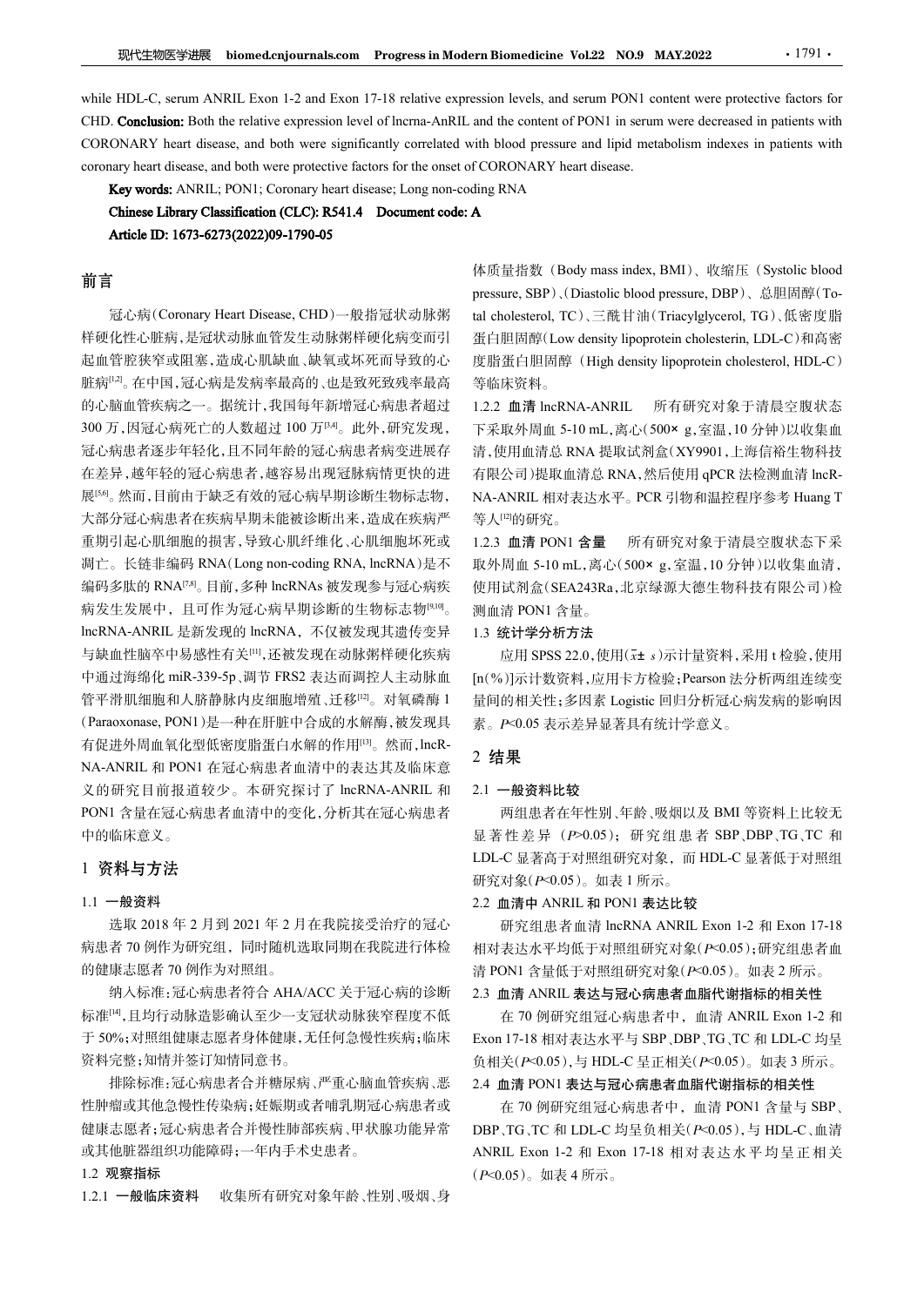while HDL-C, serum ANRIL Exon 1-2 and Exon 17-18 relative expression levels, and serum PON1 content were protective factors for CHD. **Conclusion:** Both the relative expression level of lncrna-AnRIL and the content of PON1 in serum were decreased in patients with CORONARY heart disease, and both were significantly correlated with blood pressure and lipid metabolism indexes in patients with coronary heart disease, and both were protective factors for the onset of CORONARY heart disease.

**Key words:** ANRIL; PON1; Coronary heart disease; Long non-coding RNA

**Chinese Library Classification (CLC):** R541.4 **Document code:** A

**Article ID:** 1673-6273(2022)09-1790-05

## 前言

冠心病(Coronary Heart Disease, CHD)一般指冠状动脉粥样硬化性心脏病,是冠状动脉血管发生动脉粥样硬化病变而引起血管腔狭窄或阻塞,造成心肌缺血、缺氧或坏死而导致的心脏病[1,2]。在中国,冠心病是发病率最高的、也是致死致残率最高的心脑血管疾病之一。据统计,我国每年新增冠心病患者超过300万,因冠心病死亡的人数超过100万[3,4]。此外,研究发现,冠心病患者逐步年轻化,且不同年龄的冠心病患者病变进展存在差异,越年轻的冠心病患者,越容易出现冠脉病情更快的进展[5,6]。然而,目前由于缺乏有效的冠心病早期诊断生物标志物,大部分冠心病患者在疾病早期未能被诊断出来,造成在疾病严重期引起心肌细胞的损害,导致心肌纤维化、心肌细胞坏死或凋亡。长链非编码RNA(Long non-coding RNA, lncRNA)是不编码多肽的RNA[7,8]。目前,多种lncRNAs被发现参与冠心病疾病发生发展中,且可作为冠心病早期诊断的生物标志物[9,10]。lncRNA-ANRIL是新发现的lncRNA,不仅被发现其遗传变异与缺血性脑卒中易感性有关[11],还被发现在动脉粥样硬化疾病中通过海绵化miR-339-5p、调节FRS2表达而调控人主动脉血管平滑肌细胞和人脐静脉内皮细胞增殖、迁移[12]。对氧磷酶1(Paraoxonase, PON1)是一种在肝脏中合成的水解酶,被发现具有促进外周血氧化型低密度脂蛋白水解的作用[13]。然而,lncRNA-ANRIL和PON1在冠心病患者血清中的表达及其临床意义的研究目前报道较少。本研究探讨了lncRNA-ANRIL和PON1含量在冠心病患者血清中的变化,分析其在冠心病患者中的临床意义。

## 1 资料与方法

### 1.1 一般资料

选取2018年2月到2021年2月在我院接受治疗的冠心病患者70例作为研究组,同时随机选取同期在我院进行体检的健康志愿者70例作为对照组。

纳入标准:冠心病患者符合AHA/ACC关于冠心病的诊断标准[14],且均行动脉造影确认至少一支冠状动脉狭窄程度不低于50%;对照组健康志愿者身体健康,无任何急慢性疾病;临床资料完整;知情并签订知情同意书。

排除标准:冠心病患者合并糖尿病、严重心脑血管疾病、恶性肿瘤或其他急慢性传染病;妊娠期或者哺乳期冠心病患者或健康志愿者;冠心病患者合并慢性肺部疾病、甲状腺功能异常或其他脏器组织功能障碍;一年内手术史患者。

### 1.2 观察指标

**1.2.1 一般临床资料** 收集所有研究对象年龄、性别、吸烟、身体质量指数(Body mass index, BMI)、收缩压(Systolic blood pressure, SBP)、(Diastolic blood pressure, DBP)、总胆固醇(Total cholesterol, TC)、三酰甘油(Triacylglycerol, TG)、低密度脂蛋白胆固醇(Low density lipoprotein cholesterin, LDL-C)和高密度脂蛋白胆固醇(High density lipoprotein cholesterol, HDL-C)等临床资料。

**1.2.2 血清lncRNA-ANRIL** 所有研究对象于清晨空腹状态下采取外周血5-10 mL,离心(500× g,室温,10分钟)以收集血清,使用血清总RNA提取试剂盒(XY9901,上海信裕生物科技有限公司)提取血清总RNA,然后使用qPCR法检测血清lncRNA-ANRIL相对表达水平。PCR引物和温控程序参考Huang T等人[12]的研究。

**1.2.3 血清PON1含量** 所有研究对象于清晨空腹状态下采取外周血5-10 mL,离心(500× g,室温,10分钟)以收集血清,使用试剂盒(SEA243Ra,北京绿源大德生物科技有限公司)检测血清PON1含量。

### 1.3 统计学分析方法

应用SPSS 22.0,使用($\bar{x}\pm s$)示计量资料,采用t检验,使用[n(%)]示计数资料,应用卡方检验;Pearson法分析两组连续变量间的相关性;多因素Logistic回归分析冠心病发病的影响因素。$P<0.05$表示差异显著具有统计学意义。

## 2 结果

### 2.1 一般资料比较

两组患者在年性别、年龄、吸烟以及BMI等资料上比较无显著性差异($P>0.05$);研究组患者SBP、DBP、TG、TC和LDL-C显著高于对照组研究对象,而HDL-C显著低于对照组研究对象($P<0.05$)。如表1所示。

### 2.2 血清中ANRIL和PON1表达比较

研究组患者血清lncRNA ANRIL Exon 1-2和Exon 17-18相对表达水平均低于对照组研究对象($P<0.05$);研究组患者血清PON1含量低于对照组研究对象($P<0.05$)。如表2所示。

### 2.3 血清ANRIL表达与冠心病患者血脂代谢指标的相关性

在70例研究组冠心病患者中,血清ANRIL Exon 1-2和Exon 17-18相对表达水平与SBP、DBP、TG、TC和LDL-C均呈负相关($P<0.05$),与HDL-C呈正相关($P<0.05$)。如表3所示。

### 2.4 血清PON1表达与冠心病患者血脂代谢指标的相关性

在70例研究组冠心病患者中,血清PON1含量与SBP、DBP、TG、TC和LDL-C均呈负相关($P<0.05$),与HDL-C、血清ANRIL Exon 1-2和Exon 17-18相对表达水平均呈正相关($P<0.05$)。如表4所示。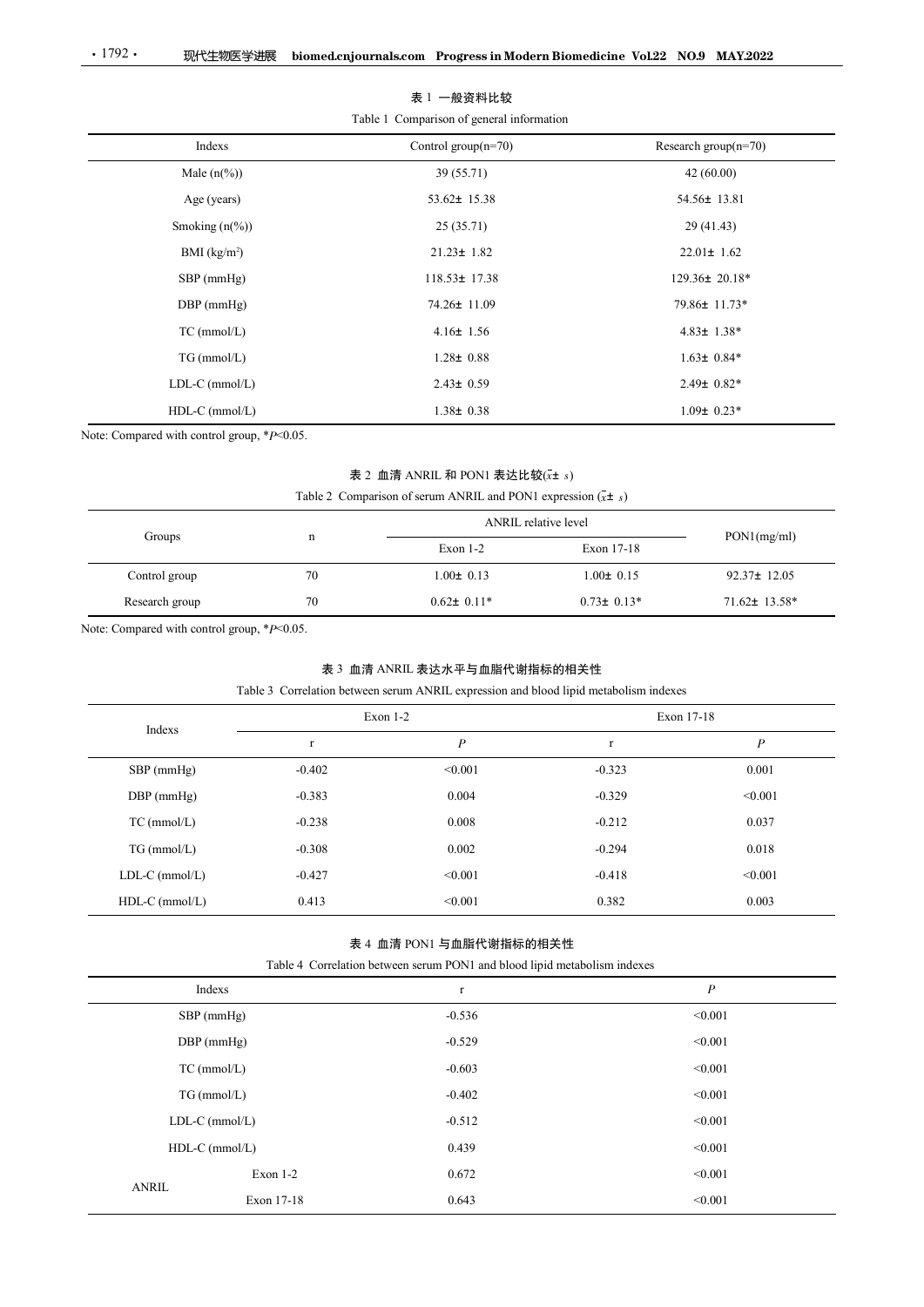表 1 一般资料比较

Table 1 Comparison of general information

| Indexs | Control group(n=70) | Research group(n=70) |
|---|---|---|
| Male (n(%)) | 39 (55.71) | 42 (60.00) |
| Age (years) | 53.62± 15.38 | 54.56± 13.81 |
| Smoking (n(%)) | 25 (35.71) | 29 (41.43) |
| BMI (kg/m$^2$) | 21.23± 1.82 | 22.01± 1.62 |
| SBP (mmHg) | 118.53± 17.38 | 129.36± 20.18* |
| DBP (mmHg) | 74.26± 11.09 | 79.86± 11.73* |
| TC (mmol/L) | 4.16± 1.56 | 4.83± 1.38* |
| TG (mmol/L) | 1.28± 0.88 | 1.63± 0.84* |
| LDL-C (mmol/L) | 2.43± 0.59 | 2.49± 0.82* |
| HDL-C (mmol/L) | 1.38± 0.38 | 1.09± 0.23* |

Note: Compared with control group, *$P$<0.05.

表 2 血清 ANRIL 和 PON1 表达比较($\bar{x}\pm s$)

Table 2 Comparison of serum ANRIL and PON1 expression ($\bar{x}\pm s$)

| Groups | n | ANRIL relative level | | PON1(mg/ml) |
|---|---|---|---|---|
| | | Exon 1-2 | Exon 17-18 | |
| Control group | 70 | 1.00± 0.13 | 1.00± 0.15 | 92.37± 12.05 |
| Research group | 70 | 0.62± 0.11* | 0.73± 0.13* | 71.62± 13.58* |

Note: Compared with control group, *$P$<0.05.

表 3 血清 ANRIL 表达水平与血脂代谢指标的相关性

Table 3 Correlation between serum ANRIL expression and blood lipid metabolism indexes

| Indexs | Exon 1-2 | | Exon 17-18 | |
|---|---|---|---|---|
| | r | $P$ | r | $P$ |
| SBP (mmHg) | -0.402 | <0.001 | -0.323 | 0.001 |
| DBP (mmHg) | -0.383 | 0.004 | -0.329 | <0.001 |
| TC (mmol/L) | -0.238 | 0.008 | -0.212 | 0.037 |
| TG (mmol/L) | -0.308 | 0.002 | -0.294 | 0.018 |
| LDL-C (mmol/L) | -0.427 | <0.001 | -0.418 | <0.001 |
| HDL-C (mmol/L) | 0.413 | <0.001 | 0.382 | 0.003 |

表 4 血清 PON1 与血脂代谢指标的相关性

Table 4 Correlation between serum PON1 and blood lipid metabolism indexes

| Indexs | | r | $P$ |
|---|---|---|---|
| SBP (mmHg) | | -0.536 | <0.001 |
| DBP (mmHg) | | -0.529 | <0.001 |
| TC (mmol/L) | | -0.603 | <0.001 |
| TG (mmol/L) | | -0.402 | <0.001 |
| LDL-C (mmol/L) | | -0.512 | <0.001 |
| HDL-C (mmol/L) | | 0.439 | <0.001 |
| ANRIL | Exon 1-2 | 0.672 | <0.001 |
| | Exon 17-18 | 0.643 | <0.001 |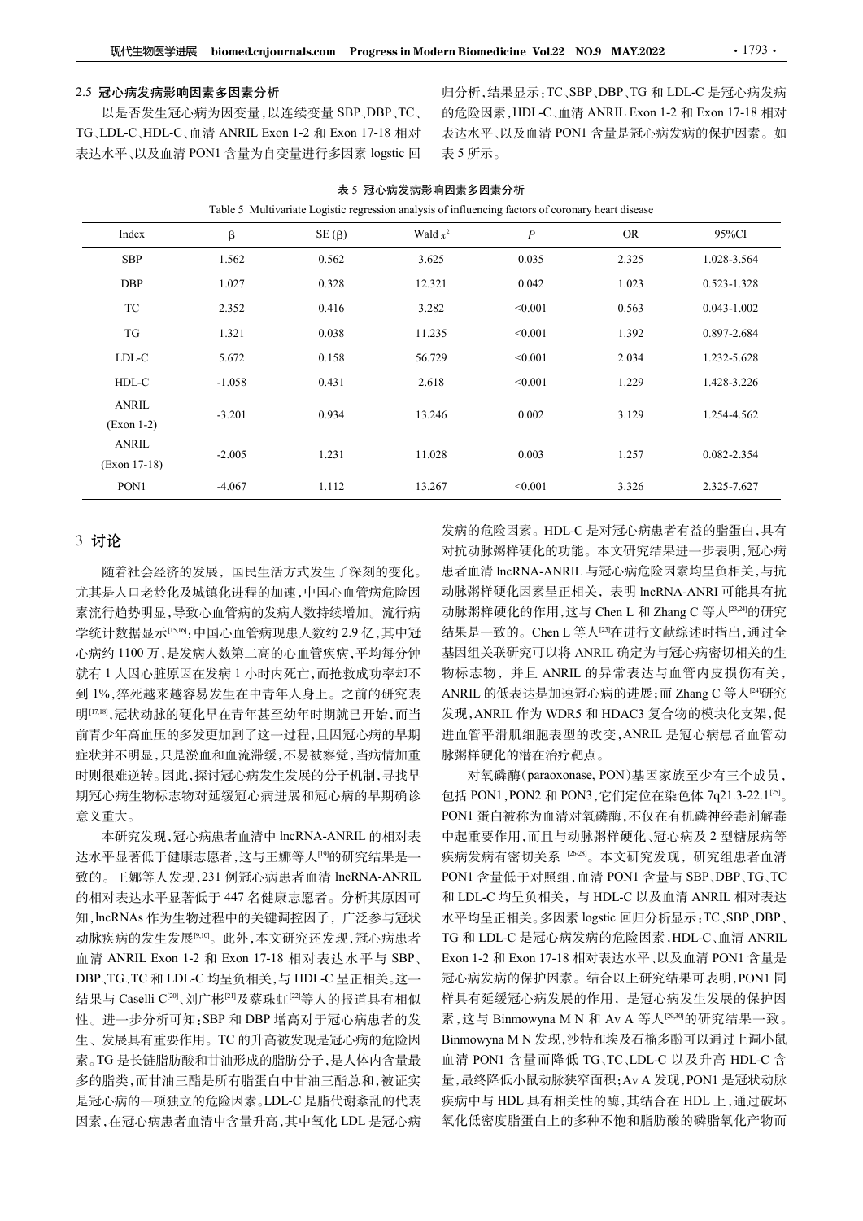### 2.5 冠心病发病影响因素多因素分析

以是否发生冠心病为因变量，以连续变量 SBP、DBP、TC、TG、LDL-C、HDL-C、血清 ANRIL Exon 1-2 和 Exon 17-18 相对表达水平、以及血清 PON1 含量为自变量进行多因素 logstic 回归分析，结果显示：TC、SBP、DBP、TG 和 LDL-C 是冠心病发病的危险因素，HDL-C、血清 ANRIL Exon 1-2 和 Exon 17-18 相对表达水平、以及血清 PON1 含量是冠心病发病的保护因素。如表 5 所示。

**表 5 冠心病发病影响因素多因素分析**

Table 5 Multivariate Logistic regression analysis of influencing factors of coronary heart disease

| Index | β | SE (β) | Wald $x^2$ | $P$ | OR | 95%CI |
|---|---|---|---|---|---|---|
| SBP | 1.562 | 0.562 | 3.625 | 0.035 | 2.325 | 1.028-3.564 |
| DBP | 1.027 | 0.328 | 12.321 | 0.042 | 1.023 | 0.523-1.328 |
| TC | 2.352 | 0.416 | 3.282 | <0.001 | 0.563 | 0.043-1.002 |
| TG | 1.321 | 0.038 | 11.235 | <0.001 | 1.392 | 0.897-2.684 |
| LDL-C | 5.672 | 0.158 | 56.729 | <0.001 | 2.034 | 1.232-5.628 |
| HDL-C | -1.058 | 0.431 | 2.618 | <0.001 | 1.229 | 1.428-3.226 |
| ANRIL (Exon 1-2) | -3.201 | 0.934 | 13.246 | 0.002 | 3.129 | 1.254-4.562 |
| ANRIL (Exon 17-18) | -2.005 | 1.231 | 11.028 | 0.003 | 1.257 | 0.082-2.354 |
| PON1 | -4.067 | 1.112 | 13.267 | <0.001 | 3.326 | 2.325-7.627 |

## 3 讨论

随着社会经济的发展，国民生活方式发生了深刻的变化。尤其是人口老龄化及城镇化进程的加速，中国心血管病危险因素流行趋势明显，导致心血管病的发病人数持续增加。流行病学统计数据显示[15,16]：中国心血管病现患人数约 2.9 亿，其中冠心病约 1100 万，是发病人数第二高的心血管疾病，平均每分钟就有 1 人因心脏原因在发病 1 小时内死亡，而抢救成功率却不到 1%，猝死越来越容易发生在中青年人身上。之前的研究表明[17,18]，冠状动脉的硬化早在青年甚至幼年时期就已开始，而当前青少年高血压的多发更加剧了这一过程，且因冠心病的早期症状并不明显，只是淤血和血流滞缓，不易被察觉，当病情加重时则很难逆转。因此，探讨冠心病发生发展的分子机制，寻找早期冠心病生物标志物对延缓冠心病进展和冠心病的早期确诊意义重大。

本研究发现，冠心病患者血清中 lncRNA-ANRIL 的相对表达水平显著低于健康志愿者，这与王娜等人[19]的研究结果是一致的。王娜等人发现，231 例冠心病患者血清 lncRNA-ANRIL 的相对表达水平显著低于 447 名健康志愿者。分析其原因可知，lncRNAs 作为生物过程中的关键调控因子，广泛参与冠状动脉疾病的发生发展[9,10]。此外，本文研究还发现，冠心病患者血清 ANRIL Exon 1-2 和 Exon 17-18 相对表达水平与 SBP、DBP、TG、TC 和 LDL-C 均呈负相关，与 HDL-C 呈正相关。这一结果与 Caselli C[20]、刘广彬[21]及蔡珠虹[22]等人的报道具有相似性。进一步分析可知：SBP 和 DBP 增高对于冠心病患者的发生、发展具有重要作用。TC 的升高被发现是冠心病的危险因素。TG 是长链脂肪酸和甘油形成的脂肪分子，是人体内含量最多的脂类，而甘油三酯是所有脂蛋白中甘油三酯总和，被证实是冠心病的一项独立的危险因素。LDL-C 是脂代谢紊乱的代表因素，在冠心病患者血清中含量升高，其中氧化 LDL 是冠心病发病的危险因素。HDL-C 是对冠心病患者有益的脂蛋白，具有对抗动脉粥样硬化的功能。本文研究结果进一步表明，冠心病患者血清 lncRNA-ANRIL 与冠心病危险因素均呈负相关，与抗动脉粥样硬化因素呈正相关，表明 lncRNA-ANRI 可能具有抗动脉粥样硬化的作用，这与 Chen L 和 Zhang C 等人[23,24]的研究结果是一致的。Chen L 等人[23]在进行文献综述时指出，通过全基因组关联研究可以将 ANRIL 确定为与冠心病密切相关的生物标志物，并且 ANRIL 的异常表达与血管内皮损伤有关，ANRIL 的低表达是加速冠心病的进展；而 Zhang C 等人[24]研究发现，ANRIL 作为 WDR5 和 HDAC3 复合物的模块化支架，促进血管平滑肌细胞表型的改变，ANRIL 是冠心病患者血管动脉粥样硬化的潜在治疗靶点。

对氧磷酶(paraoxonase, PON)基因家族至少有三个成员，包括 PON1，PON2 和 PON3，它们定位在染色体 7q21.3-22.1[25]。PON1 蛋白被称为血清对氧磷酶，不仅在有机磷神经毒剂解毒中起重要作用，而且与动脉粥样硬化、冠心病及 2 型糖尿病等疾病发病有密切关系[26-28]。本文研究发现，研究组患者血清 PON1 含量低于对照组，血清 PON1 含量与 SBP、DBP、TG、TC 和 LDL-C 均呈负相关，与 HDL-C 以及血清 ANRIL 相对表达水平均呈正相关。多因素 logstic 回归分析显示：TC、SBP、DBP、TG 和 LDL-C 是冠心病发病的危险因素，HDL-C、血清 ANRIL Exon 1-2 和 Exon 17-18 相对表达水平、以及血清 PON1 含量是冠心病发病的保护因素。结合以上研究结果可表明，PON1 同样具有延缓冠心病发展的作用，是冠心病发生发展的保护因素，这与 Binmowyna M N 和 Av A 等人[29,30]的研究结果一致。Binmowyna M N 发现，沙特和埃及石榴多酚可以通过上调小鼠血清 PON1 含量而降低 TG、TC、LDL-C 以及升高 HDL-C 含量，最终降低小鼠动脉狭窄面积；Av A 发现，PON1 是冠状动脉疾病中与 HDL 具有相关性的酶，其结合在 HDL 上，通过破坏氧化低密度脂蛋白上的多种不饱和脂肪酸的磷脂氧化产物而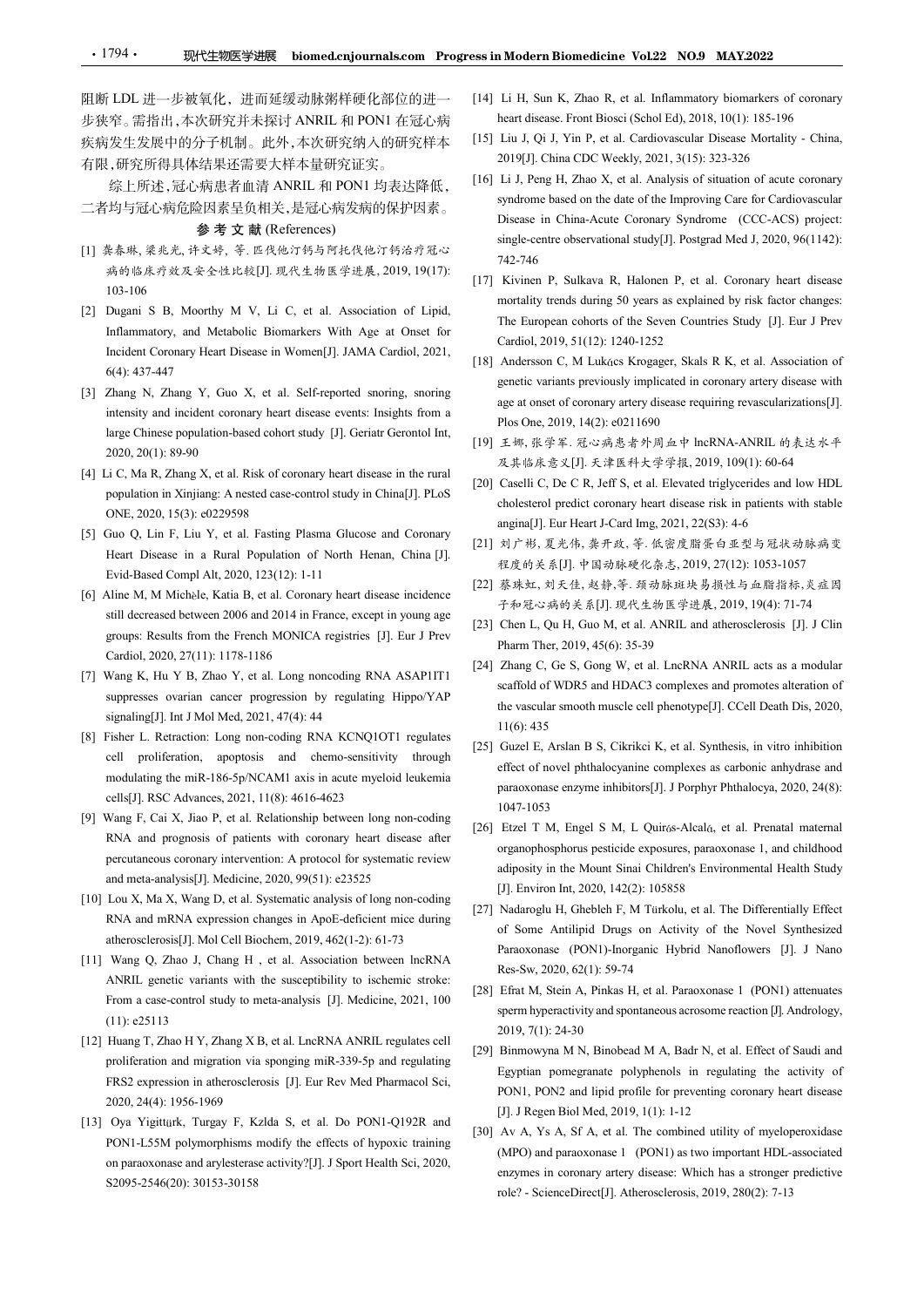阻断 LDL 进一步被氧化，进而延缓动脉粥样硬化部位的进一步狭窄。需指出，本次研究并未探讨 ANRIL 和 PON1 在冠心病疾病发生发展中的分子机制。此外，本次研究纳入的研究样本有限，研究所得具体结果还需要大样本量研究证实。

综上所述，冠心病患者血清 ANRIL 和 PON1 均表达降低，二者均与冠心病危险因素呈负相关，是冠心病发病的保护因素。

## 参 考 文 献 (References)

[1] 龚春琳, 梁兆光, 许文婷, 等. 匹伐他汀钙与阿托伐他汀钙治疗冠心病的临床疗效及安全性比较[J]. 现代生物医学进展, 2019, 19(17): 103-106

[2] Dugani S B, Moorthy M V, Li C, et al. Association of Lipid, Inflammatory, and Metabolic Biomarkers With Age at Onset for Incident Coronary Heart Disease in Women[J]. JAMA Cardiol, 2021, 6(4): 437-447

[3] Zhang N, Zhang Y, Guo X, et al. Self-reported snoring, snoring intensity and incident coronary heart disease events: Insights from a large Chinese population-based cohort study [J]. Geriatr Gerontol Int, 2020, 20(1): 89-90

[4] Li C, Ma R, Zhang X, et al. Risk of coronary heart disease in the rural population in Xinjiang: A nested case-control study in China[J]. PLoS ONE, 2020, 15(3): e0229598

[5] Guo Q, Lin F, Liu Y, et al. Fasting Plasma Glucose and Coronary Heart Disease in a Rural Population of North Henan, China [J]. Evid-Based Compl Alt, 2020, 123(12): 1-11

[6] Aline M, M Michèle, Katia B, et al. Coronary heart disease incidence still decreased between 2006 and 2014 in France, except in young age groups: Results from the French MONICA registries [J]. Eur J Prev Cardiol, 2020, 27(11): 1178-1186

[7] Wang K, Hu Y B, Zhao Y, et al. Long noncoding RNA ASAP1IT1 suppresses ovarian cancer progression by regulating Hippo/YAP signaling[J]. Int J Mol Med, 2021, 47(4): 44

[8] Fisher L. Retraction: Long non-coding RNA KCNQ1OT1 regulates cell proliferation, apoptosis and chemo-sensitivity through modulating the miR-186-5p/NCAM1 axis in acute myeloid leukemia cells[J]. RSC Advances, 2021, 11(8): 4616-4623

[9] Wang F, Cai X, Jiao P, et al. Relationship between long non-coding RNA and prognosis of patients with coronary heart disease after percutaneous coronary intervention: A protocol for systematic review and meta-analysis[J]. Medicine, 2020, 99(51): e23525

[10] Lou X, Ma X, Wang D, et al. Systematic analysis of long non-coding RNA and mRNA expression changes in ApoE-deficient mice during atherosclerosis[J]. Mol Cell Biochem, 2019, 462(1-2): 61-73

[11] Wang Q, Zhao J, Chang H , et al. Association between lncRNA ANRIL genetic variants with the susceptibility to ischemic stroke: From a case-control study to meta-analysis [J]. Medicine, 2021, 100 (11): e25113

[12] Huang T, Zhao H Y, Zhang X B, et al. LncRNA ANRIL regulates cell proliferation and migration via sponging miR-339-5p and regulating FRS2 expression in atherosclerosis [J]. Eur Rev Med Pharmacol Sci, 2020, 24(4): 1956-1969

[13] Oya Yigittürk, Turgay F, Kzlda S, et al. Do PON1-Q192R and PON1-L55M polymorphisms modify the effects of hypoxic training on paraoxonase and arylesterase activity?[J]. J Sport Health Sci, 2020, S2095-2546(20): 30153-30158

[14] Li H, Sun K, Zhao R, et al. Inflammatory biomarkers of coronary heart disease. Front Biosci (Schol Ed), 2018, 10(1): 185-196

[15] Liu J, Qi J, Yin P, et al. Cardiovascular Disease Mortality - China, 2019[J]. China CDC Weekly, 2021, 3(15): 323-326

[16] Li J, Peng H, Zhao X, et al. Analysis of situation of acute coronary syndrome based on the date of the Improving Care for Cardiovascular Disease in China-Acute Coronary Syndrome (CCC-ACS) project: single-centre observational study[J]. Postgrad Med J, 2020, 96(1142): 742-746

[17] Kivinen P, Sulkava R, Halonen P, et al. Coronary heart disease mortality trends during 50 years as explained by risk factor changes: The European cohorts of the Seven Countries Study [J]. Eur J Prev Cardiol, 2019, 51(12): 1240-1252

[18] Andersson C, M Lukács Krogager, Skals R K, et al. Association of genetic variants previously implicated in coronary artery disease with age at onset of coronary artery disease requiring revascularizations[J]. Plos One, 2019, 14(2): e0211690

[19] 王娜, 张学军. 冠心病患者外周血中 lncRNA-ANRIL 的表达水平及其临床意义[J]. 天津医科大学学报, 2019, 109(1): 60-64

[20] Caselli C, De C R, Jeff S, et al. Elevated triglycerides and low HDL cholesterol predict coronary heart disease risk in patients with stable angina[J]. Eur Heart J-Card Img, 2021, 22(S3): 4-6

[21] 刘广彬, 夏光伟, 龚开政, 等. 低密度脂蛋白亚型与冠状动脉病变程度的关系[J]. 中国动脉硬化杂志, 2019, 27(12): 1053-1057

[22] 蔡珠虹, 刘天佳, 赵静, 等. 颈动脉斑块易损性与血脂指标, 炎症因子和冠心病的关系[J]. 现代生物医学进展, 2019, 19(4): 71-74

[23] Chen L, Qu H, Guo M, et al. ANRIL and atherosclerosis [J]. J Clin Pharm Ther, 2019, 45(6): 35-39

[24] Zhang C, Ge S, Gong W, et al. LncRNA ANRIL acts as a modular scaffold of WDR5 and HDAC3 complexes and promotes alteration of the vascular smooth muscle cell phenotype[J]. CCell Death Dis, 2020, 11(6): 435

[25] Guzel E, Arslan B S, Cikrikci K, et al. Synthesis, in vitro inhibition effect of novel phthalocyanine complexes as carbonic anhydrase and paraoxonase enzyme inhibitors[J]. J Porphyr Phthalocya, 2020, 24(8): 1047-1053

[26] Etzel T M, Engel S M, L Quirós-Alcalá, et al. Prenatal maternal organophosphorus pesticide exposures, paraoxonase 1, and childhood adiposity in the Mount Sinai Children's Environmental Health Study [J]. Environ Int, 2020, 142(2): 105858

[27] Nadaroglu H, Ghebleh F, M Türkolu, et al. The Differentially Effect of Some Antilipid Drugs on Activity of the Novel Synthesized Paraoxonase (PON1)-Inorganic Hybrid Nanoflowers [J]. J Nano Res-Sw, 2020, 62(1): 59-74

[28] Efrat M, Stein A, Pinkas H, et al. Paraoxonase 1 (PON1) attenuates sperm hyperactivity and spontaneous acrosome reaction [J]. Andrology, 2019, 7(1): 24-30

[29] Binmowyna M N, Binobead M A, Badr N, et al. Effect of Saudi and Egyptian pomegranate polyphenols in regulating the activity of PON1, PON2 and lipid profile for preventing coronary heart disease [J]. J Regen Biol Med, 2019, 1(1): 1-12

[30] Av A, Ys A, Sf A, et al. The combined utility of myeloperoxidase (MPO) and paraoxonase 1 (PON1) as two important HDL-associated enzymes in coronary artery disease: Which has a stronger predictive role? - ScienceDirect[J]. Atherosclerosis, 2019, 280(2): 7-13